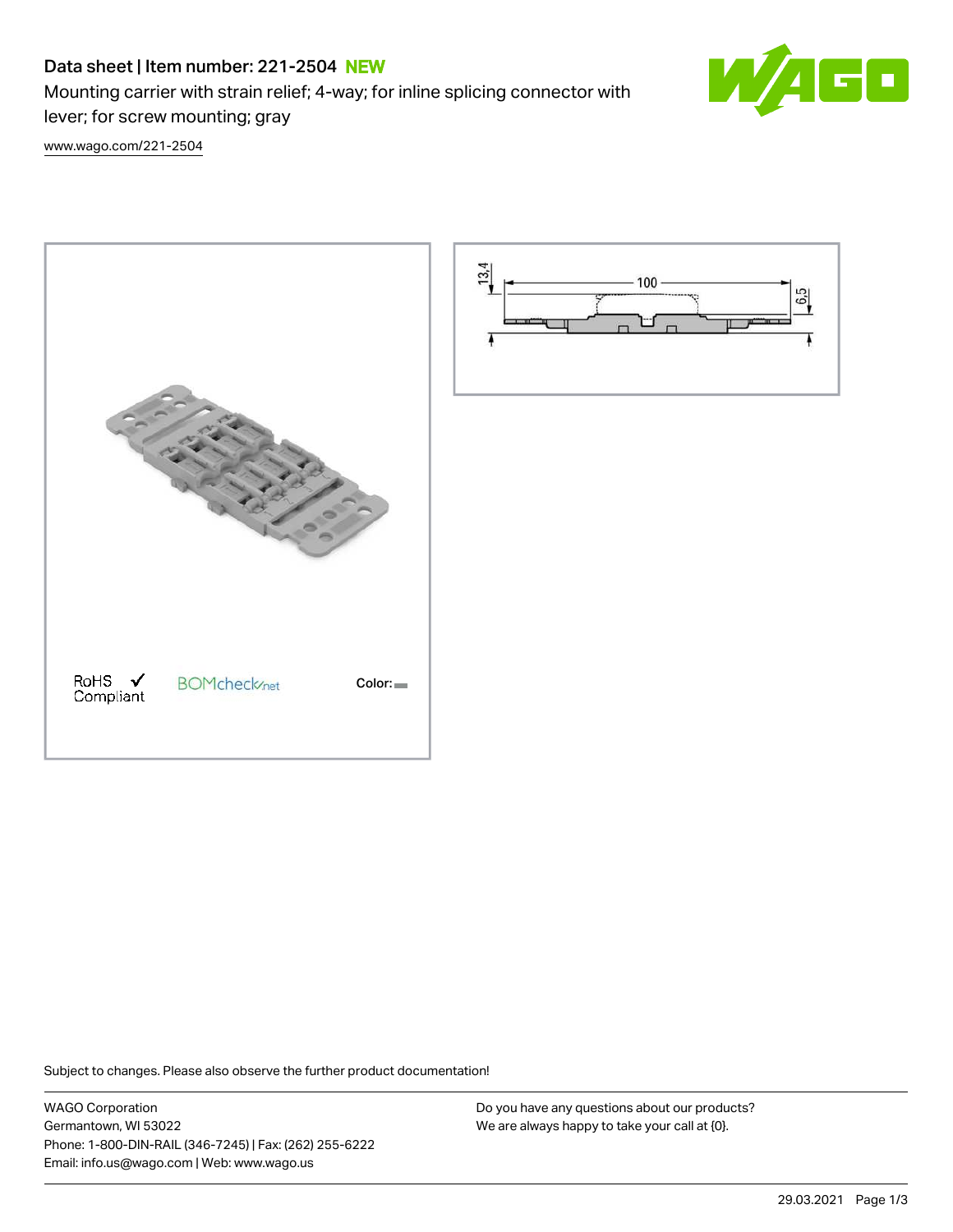# Data sheet | Item number: 221-2504 NEW

Mounting carrier with strain relief; 4-way; for inline splicing connector with lever; for screw mounting; gray

www.wago.com/221-2504

13,4

100

6,5

RoHS Compliant ✓

BOMcheck.net

Color:

Subject to changes. Please also observe the further product documentation!

WAGO Corporation
Germantown, WI 53022
Phone: 1-800-DIN-RAIL (346-7245) | Fax: (262) 255-6222
Email: info.us@wago.com | Web: www.wago.us

Do you have any questions about our products?
We are always happy to take your call at {0}.

29.03.2021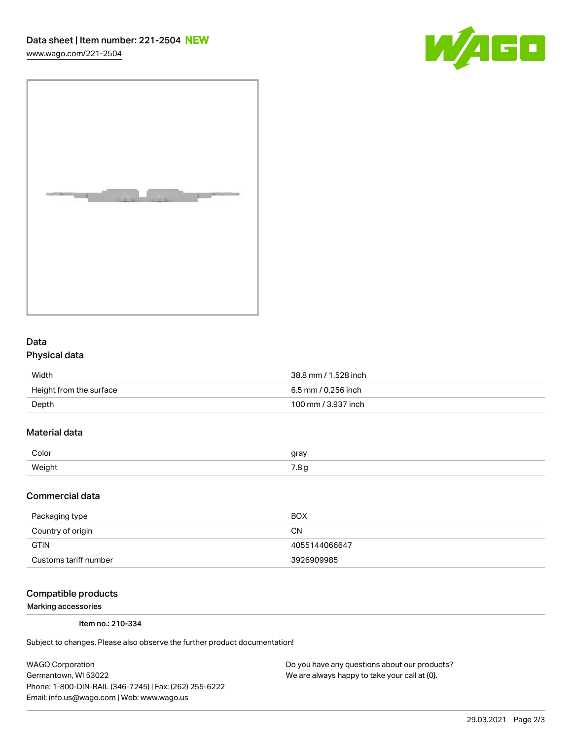Data sheet | Item number: 221-2504 NEW

www.wago.com/221-2504

## Data

### Physical data

| | |
|---|---|
| Width | 38.8 mm / 1.528 inch |
| Height from the surface | 6.5 mm / 0.256 inch |
| Depth | 100 mm / 3.937 inch |

### Material data

| | |
|---|---|
| Color | gray |
| Weight | 7.8 g |

### Commercial data

| | |
|---|---|
| Packaging type | BOX |
| Country of origin | CN |
| GTIN | 4055144066647 |
| Customs tariff number | 3926909985 |

### Compatible products

Marking accessories

Item no.: 210-334

Subject to changes. Please also observe the further product documentation!

WAGO Corporation
Germantown, WI 53022
Phone: 1-800-DIN-RAIL (346-7245) | Fax: (262) 255-6222
Email: info.us@wago.com | Web: www.wago.us

Do you have any questions about our products?
We are always happy to take your call at {0}.

29.03.2021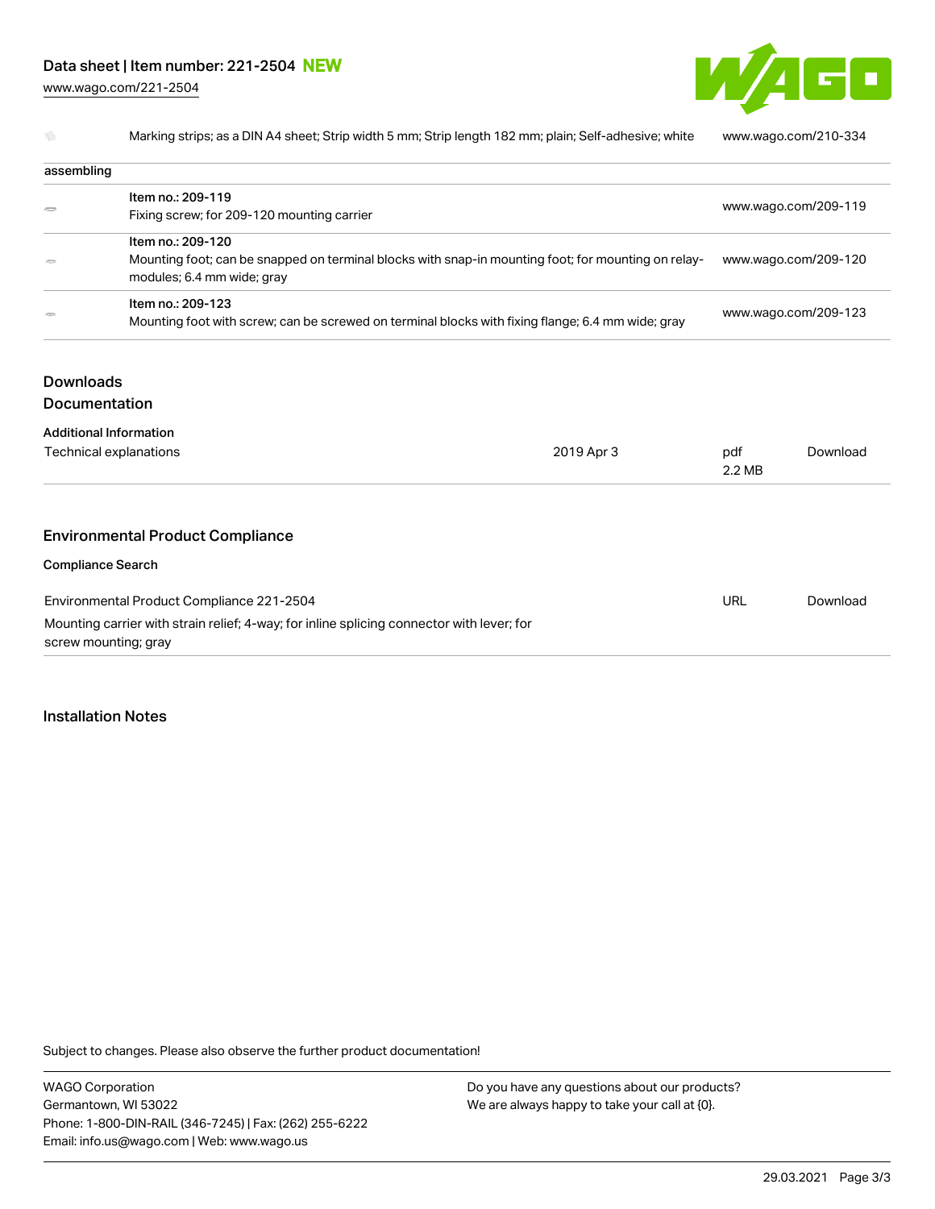| | | |
|---|---|---|
| | Marking strips; as a DIN A4 sheet; Strip width 5 mm; Strip length 182 mm; plain; Self-adhesive; white | www.wago.com/210-334 |

**assembling**

| | | |
|---|---|---|
| | Item no.: 209-119<br>Fixing screw; for 209-120 mounting carrier | www.wago.com/209-119 |
| | Item no.: 209-120<br>Mounting foot; can be snapped on terminal blocks with snap-in mounting foot; for mounting on relay-modules; 6.4 mm wide; gray | www.wago.com/209-120 |
| | Item no.: 209-123<br>Mounting foot with screw; can be screwed on terminal blocks with fixing flange; 6.4 mm wide; gray | www.wago.com/209-123 |

## Downloads
## Documentation

**Additional Information**

| | | | |
|---|---|---|---|
| Technical explanations | 2019 Apr 3 | pdf<br>2.2 MB | Download |

## Environmental Product Compliance

**Compliance Search**

| | | |
|---|---|---|
| Environmental Product Compliance 221-2504<br>Mounting carrier with strain relief; 4-way; for inline splicing connector with lever; for screw mounting; gray | URL | Download |

## Installation Notes

Subject to changes. Please also observe the further product documentation!

WAGO Corporation
Germantown, WI 53022
Phone: 1-800-DIN-RAIL (346-7245) | Fax: (262) 255-6222
Email: info.us@wago.com | Web: www.wago.us

Do you have any questions about our products?
We are always happy to take your call at {0}.